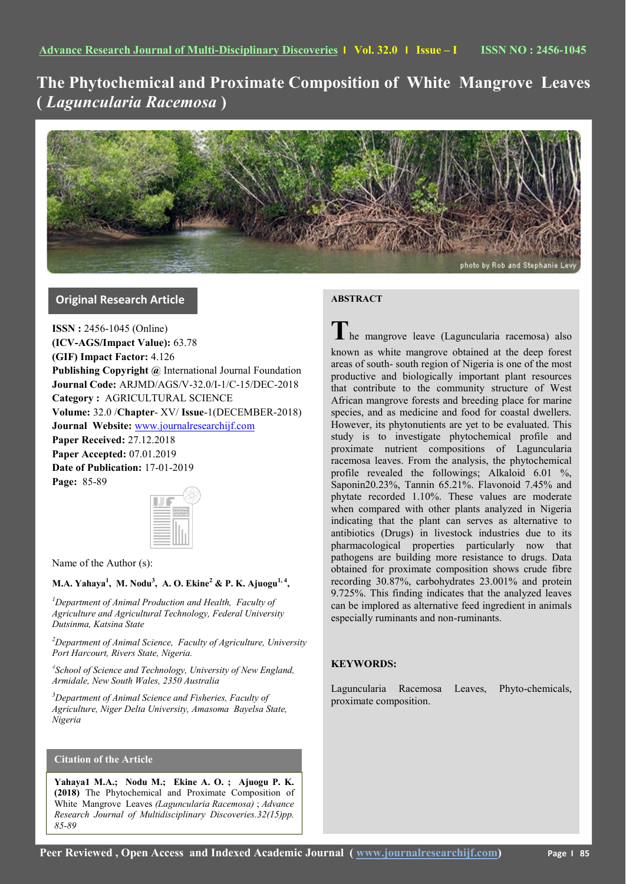# The Phytochemical and Proximate Composition of White Mangrove Leaves ( *Laguncularia Racemosa* )

## Original Research Article

**ISSN :** 2456-1045 (Online)
**(ICV-AGS/Impact Value):** 63.78
**(GIF) Impact Factor:** 4.126
**Publishing Copyright @** International Journal Foundation
**Journal Code:** ARJMD/AGS/V-32.0/I-1/C-15/DEC-2018
**Category :** AGRICULTURAL SCIENCE
**Volume:** 32.0 /**Chapter**- XV/ **Issue**-1(DECEMBER-2018)
**Journal Website:** www.journalresearchijf.com
**Paper Received:** 27.12.2018
**Paper Accepted:** 07.01.2019
**Date of Publication:** 17-01-2019
**Page:** 85-89

Name of the Author (s):

**M.A. Yahaya[1], M. Nodu[3], A. O. Ekine[2] & P. K. Ajuogu[1, 4],**

[1] *Department of Animal Production and Health, Faculty of Agriculture and Agricultural Technology, Federal University Dutsinma, Katsina State*

[2] *Department of Animal Science, Faculty of Agriculture, University Port Harcourt, Rivers State, Nigeria.*

[4] *School of Science and Technology, University of New England, Armidale, New South Wales, 2350 Australia*

[3] *Department of Animal Science and Fisheries, Faculty of Agriculture, Niger Delta University, Amasoma Bayelsa State, Nigeria*

### Citation of the Article

**Yahaya1 M.A.; Nodu M.; Ekine A. O. ; Ajuogu P. K. (2018)** The Phytochemical and Proximate Composition of White Mangrove Leaves *(Laguncularia Racemosa)* ; *Advance Research Journal of Multidisciplinary Discoveries.32(15)pp. 85-89*

### ABSTRACT

The mangrove leave (Laguncularia racemosa) also known as white mangrove obtained at the deep forest areas of south- south region of Nigeria is one of the most productive and biologically important plant resources that contribute to the community structure of West African mangrove forests and breeding place for marine species, and as medicine and food for coastal dwellers. However, its phytonutients are yet to be evaluated. This study is to investigate phytochemical profile and proximate nutrient compositions of Laguncularia racemosa leaves. From the analysis, the phytochemical profile revealed the followings; Alkaloid 6.01 %, Saponin20.23%, Tannin 65.21%. Flavonoid 7.45% and phytate recorded 1.10%. These values are moderate when compared with other plants analyzed in Nigeria indicating that the plant can serves as alternative to antibiotics (Drugs) in livestock industries due to its pharmacological properties particularly now that pathogens are building more resistance to drugs. Data obtained for proximate composition shows crude fibre recording 30.87%, carbohydrates 23.001% and protein 9.725%. This finding indicates that the analyzed leaves can be implored as alternative feed ingredient in animals especially ruminants and non-ruminants.

### KEYWORDS:

Laguncularia Racemosa Leaves, Phyto-chemicals, proximate composition.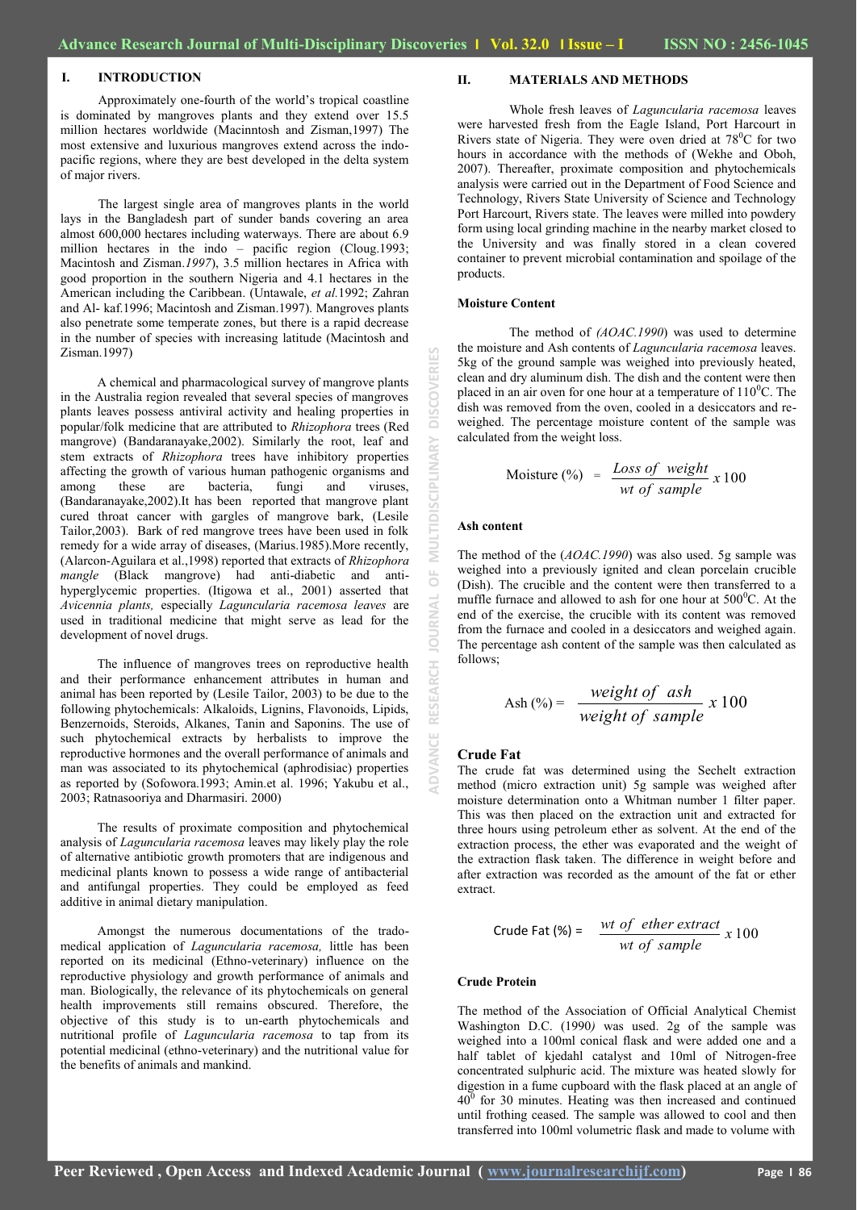## I. INTRODUCTION

Approximately one-fourth of the world's tropical coastline is dominated by mangroves plants and they extend over 15.5 million hectares worldwide (Macinntosh and Zisman,1997) The most extensive and luxurious mangroves extend across the indo-pacific regions, where they are best developed in the delta system of major rivers.

The largest single area of mangroves plants in the world lays in the Bangladesh part of sunder bands covering an area almost 600,000 hectares including waterways. There are about 6.9 million hectares in the indo – pacific region (Cloug.1993; Macintosh and Zisman.*1997*), 3.5 million hectares in Africa with good proportion in the southern Nigeria and 4.1 hectares in the American including the Caribbean. (Untawale, *et al.*1992; Zahran and Al- kaf.1996; Macintosh and Zisman.1997). Mangroves plants also penetrate some temperate zones, but there is a rapid decrease in the number of species with increasing latitude (Macintosh and Zisman.1997)

A chemical and pharmacological survey of mangrove plants in the Australia region revealed that several species of mangroves plants leaves possess antiviral activity and healing properties in popular/folk medicine that are attributed to *Rhizophora* trees (Red mangrove) (Bandaranayake,2002). Similarly the root, leaf and stem extracts of *Rhizophora* trees have inhibitory properties affecting the growth of various human pathogenic organisms and among these are bacteria, fungi and viruses, (Bandaranayake,2002).It has been reported that mangrove plant cured throat cancer with gargles of mangrove bark, (Lesile Tailor,2003). Bark of red mangrove trees have been used in folk remedy for a wide array of diseases, (Marius.1985).More recently, (Alarcon-Aguilara et al.,1998) reported that extracts of *Rhizophora mangle* (Black mangrove) had anti-diabetic and anti-hyperglycemic properties. (Itigowa et al., 2001) asserted that *Avicennia plants,* especially *Laguncularia racemosa leaves* are used in traditional medicine that might serve as lead for the development of novel drugs.

The influence of mangroves trees on reproductive health and their performance enhancement attributes in human and animal has been reported by (Lesile Tailor, 2003) to be due to the following phytochemicals: Alkaloids, Lignins, Flavonoids, Lipids, Benzernoids, Steroids, Alkanes, Tanin and Saponins. The use of such phytochemical extracts by herbalists to improve the reproductive hormones and the overall performance of animals and man was associated to its phytochemical (aphrodisiac) properties as reported by (Sofowora.1993; Amin.et al. 1996; Yakubu et al., 2003; Ratnasooriya and Dharmasiri. 2000)

The results of proximate composition and phytochemical analysis of *Laguncularia racemosa* leaves may likely play the role of alternative antibiotic growth promoters that are indigenous and medicinal plants known to possess a wide range of antibacterial and antifungal properties. They could be employed as feed additive in animal dietary manipulation.

Amongst the numerous documentations of the trado-medical application of *Laguncularia racemosa,* little has been reported on its medicinal (Ethno-veterinary) influence on the reproductive physiology and growth performance of animals and man. Biologically, the relevance of its phytochemicals on general health improvements still remains obscured. Therefore, the objective of this study is to un-earth phytochemicals and nutritional profile of *Laguncularia racemosa* to tap from its potential medicinal (ethno-veterinary) and the nutritional value for the benefits of animals and mankind.

## II. MATERIALS AND METHODS

Whole fresh leaves of *Laguncularia racemosa* leaves were harvested fresh from the Eagle Island, Port Harcourt in Rivers state of Nigeria. They were oven dried at $78^0$C for two hours in accordance with the methods of (Wekhe and Oboh, 2007). Thereafter, proximate composition and phytochemicals analysis were carried out in the Department of Food Science and Technology, Rivers State University of Science and Technology Port Harcourt, Rivers state. The leaves were milled into powdery form using local grinding machine in the nearby market closed to the University and was finally stored in a clean covered container to prevent microbial contamination and spoilage of the products.

### Moisture Content

The method of *(AOAC.1990)* was used to determine the moisture and Ash contents of *Laguncularia racemosa* leaves. 5kg of the ground sample was weighed into previously heated, clean and dry aluminum dish. The dish and the content were then placed in an air oven for one hour at a temperature of $110^0$C. The dish was removed from the oven, cooled in a desiccator and re-weighed. The percentage moisture content of the sample was calculated from the weight loss.

$$\text{Moisture (\%)} = \frac{Loss\ of\ weight}{wt\ of\ sample} x\,100$$

### Ash content

The method of the (*AOAC.1990*) was also used. 5g sample was weighed into a previously ignited and clean porcelain crucible (Dish). The crucible and the content were then transferred to a muffle furnace and allowed to ash for one hour at $500^0$C. At the end of the exercise, the crucible with its content was removed from the furnace and cooled in a desiccators and weighed again. The percentage ash content of the sample was then calculated as follows;

$$\text{Ash (\%)} = \frac{weight\ of\ \ ash}{weight\ of\ sample} x\,100$$

### Crude Fat

The crude fat was determined using the Sechelt extraction method (micro extraction unit) 5g sample was weighed after moisture determination onto a Whitman number 1 filter paper. This was then placed on the extraction unit and extracted for three hours using petroleum ether as solvent. At the end of the extraction process, the ether was evaporated and the weight of the extraction flask taken. The difference in weight before and after extraction was recorded as the amount of the fat or ether extract.

$$\text{Crude Fat (\%)} = \frac{wt\ of\ ether\ extract}{wt\ of\ sample} x\,100$$

### Crude Protein

The method of the Association of Official Analytical Chemist Washington D.C. (1990*)* was used. 2g of the sample was weighed into a 100ml conical flask and were added one and a half tablet of kjedahl catalyst and 10ml of Nitrogen-free concentrated sulphuric acid. The mixture was heated slowly for digestion in a fume cupboard with the flask placed at an angle of $40^0$ for 30 minutes. Heating was then increased and continued until frothing ceased. The sample was allowed to cool and then transferred into 100ml volumetric flask and made to volume with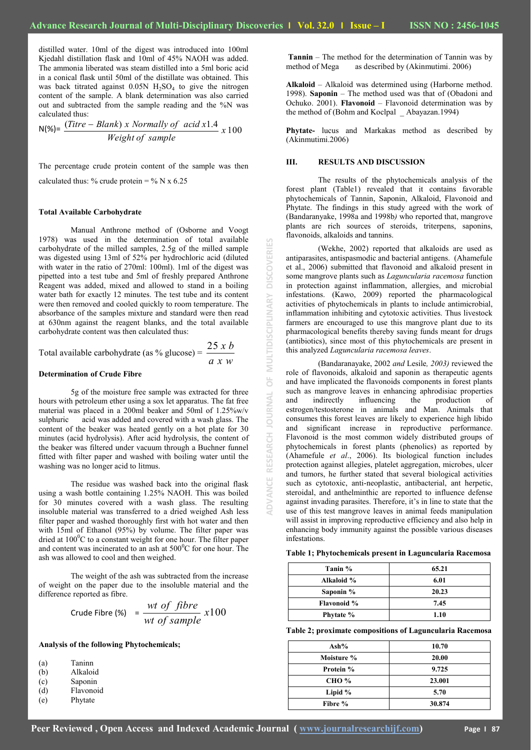distilled water. 10ml of the digest was introduced into 100ml Kjedahl distillation flask and 10ml of 45% NAOH was added. The ammonia liberated was steam distilled into a 5ml boric acid in a conical flask until 50ml of the distillate was obtained. This was back titrated against 0.05N $H_2SO_4$ to give the nitrogen content of the sample. A blank determination was also carried out and subtracted from the sample reading and the %N was calculated thus:

$$N(\%) = \frac{(Titre - Blank)\ x\ Normally\ of\ \ acid\ x 1.4}{Weight\ of\ \ sample}\ x\ 100$$

The percentage crude protein content of the sample was then calculated thus: % crude protein = % N x 6.25

**Total Available Carbohydrate**

Manual Anthrone method of (Osborne and Voogt 1978) was used in the determination of total available carbohydrate of the milled samples, 2.5g of the milled sample was digested using 13ml of 52% per hydrochloric acid (diluted with water in the ratio of 270ml: 100ml). 1ml of the digest was pipetted into a test tube and 5ml of freshly prepared Anthrone Reagent was added, mixed and allowed to stand in a boiling water bath for exactly 12 minutes. The test tube and its content were then removed and cooled quickly to room temperature. The absorbance of the samples mixture and standard were then read at 630nm against the reagent blanks, and the total available carbohydrate content was then calculated thus:

$$\text{Total available carbohydrate (as \% glucose)} = \frac{25\ x\ b}{a\ x\ w}$$

**Determination of Crude Fibre**

5g of the moisture free sample was extracted for three hours with petroleum ether using a sox let apparatus. The fat free material was placed in a 200ml beaker and 50ml of 1.25%w/v sulphuric acid was added and covered with a wash glass. The content of the beaker was heated gently on a hot plate for 30 minutes (acid hydrolysis). After acid hydrolysis, the content of the beaker was filtered under vacuum through a Buchner funnel fitted with filter paper and washed with boiling water until the washing was no longer acid to litmus.

The residue was washed back into the original flask using a wash bottle containing 1.25% NAOH. This was boiled for 30 minutes covered with a wash glass. The resulting insoluble material was transferred to a dried weighed Ash less filter paper and washed thoroughly first with hot water and then with 15ml of Ethanol (95%) by volume. The filter paper was dried at $100^0$C to a constant weight for one hour. The filter paper and content was incinerated to an ash at $500^0$C for one hour. The ash was allowed to cool and then weighed.

The weight of the ash was subtracted from the increase of weight on the paper due to the insoluble material and the difference reported as fibre.

$$\text{Crude Fibre (\%)} = \frac{wt\ of\ \ fibre}{wt\ of\ sample}\ x 100$$

**Analysis of the following Phytochemicals;**

(a) Taninn
(b) Alkaloid
(c) Saponin
(d) Flavonoid
(e) Phytate

**Tannin** – The method for the determination of Tannin was by method of Mega as described by (Akinmutimi. 2006)

**Alkaloid** – Alkaloid was determined using (Harbone method. 1998). **Saponin** – The method used was that of (Obadoni and Ochuko. 2001). **Flavonoid** – Flavonoid determination was by the method of (Bohm and Koclpal _ Abayazan.1994)

**Phytate-** lucus and Markakas method as described by (Akinmutimi.2006)

## III. RESULTS AND DISCUSSION

The results of the phytochemicals analysis of the forest plant (Table1) revealed that it contains favorable phytochemicals of Tannin, Saponin, Alkaloid, Flavonoid and Phytate. The findings in this study agreed with the work of (Bandaranyake, 1998a and 1998b*)* who reported that, mangrove plants are rich sources of steroids, triterpens, saponins, flavonoids, alkaloids and tannins.

(Wekhe, 2002) reported that alkaloids are used as antiparasites, antispasmodic and bacterial antigens. (Ahamefule et al., 2006) submitted that flavonoid and alkaloid present in some mangrove plants such as *Laguncularia racemosa* function in protection against inflammation, allergies, and microbial infestations. (Kawo, 2009) reported the pharmacological activities of phytochemicals in plants to include antimicrobial, inflammation inhibiting and cytotoxic activities. Thus livestock farmers are encouraged to use this mangrove plant due to its pharmacological benefits thereby saving funds meant for drugs (antibiotics), since most of this phytochemicals are present in this analyzed *Laguncularia racemosa leaves*.

(Bandaranayake, 2002 *and* Lesile*, 2003)* reviewed the role of flavonoids, alkaloid and saponin as therapeutic agents and have implicated the flavonoids components in forest plants such as mangrove leaves in enhancing aphrodisiac properties and indirectly influencing the production of estrogen/testosterone in animals and Man. Animals that consumes this forest leaves are likely to experience high libido and significant increase in reproductive performance. Flavonoid is the most common widely distributed groups of phytochemicals in forest plants (phenolics) as reported by (Ahamefule *et al*., 2006). Its biological function includes protection against allegies, platelet aggregation, microbes, ulcer and tumors, he further stated that several biological activities such as cytotoxic, anti-neoplastic, antibacterial, ant herpetic, steroidal, and anthelminthic are reported to influence defense against invading parasites. Therefore, it's in line to state that the use of this test mangrove leaves in animal feeds manipulation will assist in improving reproductive efficiency and also help in enhancing body immunity against the possible various diseases infestations.

**Table 1; Phytochemicals present in Laguncularia Racemosa**

| | |
|---|---|
| Tanin % | 65.21 |
| Alkaloid % | 6.01 |
| Saponin % | 20.23 |
| Flavonoid % | 7.45 |
| Phytate % | 1.10 |

**Table 2; proximate compositions of Laguncularia Racemosa**

| | |
|---|---|
| Ash% | 10.70 |
| Moisture % | 20.00 |
| Protein % | 9.725 |
| CHO % | 23.001 |
| Lipid % | 5.70 |
| Fibre % | 30.874 |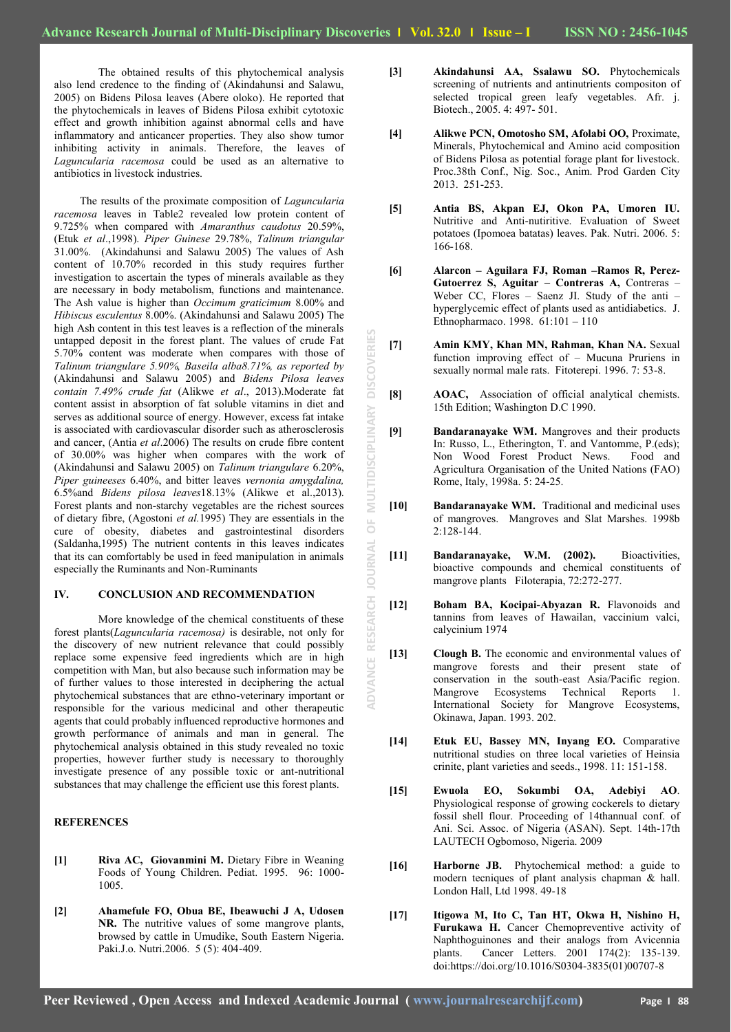The obtained results of this phytochemical analysis also lend credence to the finding of (Akindahunsi and Salawu, 2005) on Bidens Pilosa leaves (Abere oloko). He reported that the phytochemicals in leaves of Bidens Pilosa exhibit cytotoxic effect and growth inhibition against abnormal cells and have inflammatory and anticancer properties. They also show tumor inhibiting activity in animals. Therefore, the leaves of *Laguncularia racemosa* could be used as an alternative to antibiotics in livestock industries.

The results of the proximate composition of *Laguncularia racemosa* leaves in Table2 revealed low protein content of 9.725% when compared with *Amaranthus caudotus* 20.59%, (Etuk *et al*.,1998). *Piper Guinese* 29.78%, *Talinum triangular* 31.00%. (Akindahunsi and Salawu 2005) The values of Ash content of 10.70% recorded in this study requires further investigation to ascertain the types of minerals available as they are necessary in body metabolism, functions and maintenance. The Ash value is higher than *Occimum graticimum* 8.00% and *Hibiscus esculentus* 8.00%. (Akindahunsi and Salawu 2005) The high Ash content in this test leaves is a reflection of the minerals untapped deposit in the forest plant. The values of crude Fat 5.70% content was moderate when compares with those of *Talinum triangulare 5.90%, Baseila alba8.71%, as reported by* (Akindahunsi and Salawu 2005) and *Bidens Pilosa leaves contain 7.49% crude fat* (Alikwe *et al*., 2013).Moderate fat content assist in absorption of fat soluble vitamins in diet and serves as additional source of energy. However, excess fat intake is associated with cardiovascular disorder such as atherosclerosis and cancer, (Antia *et al*.2006) The results on crude fibre content of 30.00% was higher when compares with the work of (Akindahunsi and Salawu 2005) on *Talinum triangulare* 6.20%, *Piper guineeses* 6.40%, and bitter leaves *vernonia amygdalina,* 6.5%and *Bidens pilosa leaves*18.13% (Alikwe et al.,2013). Forest plants and non-starchy vegetables are the richest sources of dietary fibre, (Agostoni *et al.*1995) They are essentials in the cure of obesity, diabetes and gastrointestinal disorders (Saldanha,1995) The nutrient contents in this leaves indicates that its can comfortably be used in feed manipulation in animals especially the Ruminants and Non-Ruminants

## IV. CONCLUSION AND RECOMMENDATION

More knowledge of the chemical constituents of these forest plants(*Laguncularia racemosa)* is desirable, not only for the discovery of new nutrient relevance that could possibly replace some expensive feed ingredients which are in high competition with Man, but also because such information may be of further values to those interested in deciphering the actual phytochemical substances that are ethno-veterinary important or responsible for the various medicinal and other therapeutic agents that could probably influenced reproductive hormones and growth performance of animals and man in general. The phytochemical analysis obtained in this study revealed no toxic properties, however further study is necessary to thoroughly investigate presence of any possible toxic or ant-nutritional substances that may challenge the efficient use this forest plants.

## REFERENCES

[1] **Riva AC, Giovanmini M.** Dietary Fibre in Weaning Foods of Young Children. Pediat. 1995. 96: 1000-1005.

[2] **Ahamefule FO, Obua BE, Ibeawuchi J A, Udosen NR.** The nutritive values of some mangrove plants, browsed by cattle in Umudike, South Eastern Nigeria. Paki.J.o. Nutri.2006. 5 (5): 404-409.

[3] **Akindahunsi AA, Ssalawu SO.** Phytochemicals screening of nutrients and antinutrients compositon of selected tropical green leafy vegetables. Afr. j. Biotech., 2005. 4: 497- 501.

[4] **Alikwe PCN, Omotosho SM, Afolabi OO,** Proximate, Minerals, Phytochemical and Amino acid composition of Bidens Pilosa as potential forage plant for livestock. Proc.38th Conf., Nig. Soc., Anim. Prod Garden City 2013. 251-253.

[5] **Antia BS, Akpan EJ, Okon PA, Umoren IU.** Nutritive and Anti-nutiritive. Evaluation of Sweet potatoes (Ipomoea batatas) leaves. Pak. Nutri. 2006. 5: 166-168.

[6] **Alarcon – Aguilara FJ, Roman –Ramos R, Perez-Gutoerrez S, Aguitar – Contreras A,** Contreras – Weber CC, Flores – Saenz JI. Study of the anti – hyperglycemic effect of plants used as antidiabetics. J. Ethnopharmaco. 1998. 61:101 – 110

[7] **Amin KMY, Khan MN, Rahman, Khan NA.** Sexual function improving effect of – Mucuna Pruriens in sexually normal male rats. Fitoterepi. 1996. 7: 53-8.

[8] **AOAC,** Association of official analytical chemists. 15th Edition; Washington D.C 1990.

[9] **Bandaranayake WM.** Mangroves and their products In: Russo, L., Etherington, T. and Vantomme, P.(eds); Non Wood Forest Product News. Food and Agricultura Organisation of the United Nations (FAO) Rome, Italy, 1998a. 5: 24-25.

[10] **Bandaranayake WM.** Traditional and medicinal uses of mangroves. Mangroves and Slat Marshes. 1998b 2:128-144.

[11] **Bandaranayake, W.M. (2002).** Bioactivities, bioactive compounds and chemical constituents of mangrove plants Filoterapia, 72:272-277.

[12] **Boham BA, Kocipai-Abyazan R.** Flavonoids and tannins from leaves of Hawailan, vaccinium valci, calycinium 1974

[13] **Clough B.** The economic and environmental values of mangrove forests and their present state of conservation in the south-east Asia/Pacific region. Mangrove Ecosystems Technical Reports 1. International Society for Mangrove Ecosystems, Okinawa, Japan. 1993. 202.

[14] **Etuk EU, Bassey MN, Inyang EO.** Comparative nutritional studies on three local varieties of Heinsia crinite, plant varieties and seeds., 1998. 11: 151-158.

[15] **Ewuola EO, Sokumbi OA, Adebiyi AO**. Physiological response of growing cockerels to dietary fossil shell flour. Proceeding of 14thannual conf. of Ani. Sci. Assoc. of Nigeria (ASAN). Sept. 14th-17th LAUTECH Ogbomoso, Nigeria. 2009

[16] **Harborne JB.** Phytochemical method: a guide to modern tecniques of plant analysis chapman & hall. London Hall, Ltd 1998. 49-18

[17] **Itigowa M, Ito C, Tan HT, Okwa H, Nishino H, Furukawa H.** Cancer Chemopreventive activity of Naphthoguinones and their analogs from Avicennia plants. Cancer Letters. 2001 174(2): 135-139. doi:https://doi.org/10.1016/S0304-3835(01)00707-8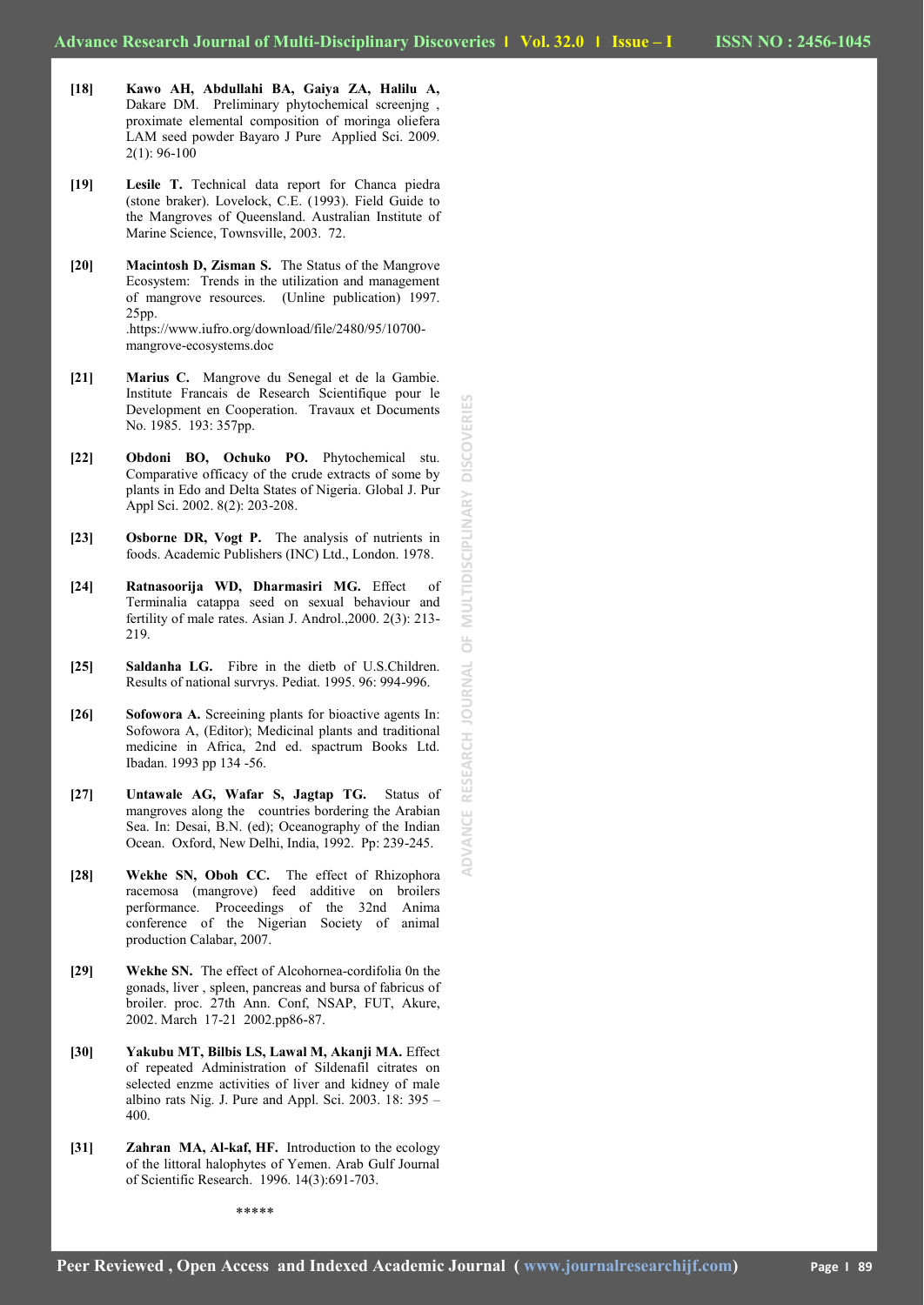**[18]** **Kawo AH, Abdullahi BA, Gaiya ZA, Halilu A,** Dakare DM. Preliminary phytochemical screenjng , proximate elemental composition of moringa oliefera LAM seed powder Bayaro J Pure Applied Sci. 2009. 2(1): 96-100

**[19]** **Lesile T.** Technical data report for Chanca piedra (stone braker). Lovelock, C.E. (1993). Field Guide to the Mangroves of Queensland. Australian Institute of Marine Science, Townsville, 2003. 72.

**[20]** **Macintosh D, Zisman S.** The Status of the Mangrove Ecosystem: Trends in the utilization and management of mangrove resources. (Unline publication) 1997. 25pp. .https://www.iufro.org/download/file/2480/95/10700-mangrove-ecosystems.doc

**[21]** **Marius C.** Mangrove du Senegal et de la Gambie. Institute Francais de Research Scientifique pour le Development en Cooperation. Travaux et Documents No. 1985. 193: 357pp.

**[22]** **Obdoni BO, Ochuko PO.** Phytochemical stu. Comparative officacy of the crude extracts of some by plants in Edo and Delta States of Nigeria. Global J. Pur Appl Sci. 2002. 8(2): 203-208.

**[23]** **Osborne DR, Vogt P.** The analysis of nutrients in foods. Academic Publishers (INC) Ltd., London. 1978.

**[24]** **Ratnasoorija WD, Dharmasiri MG.** Effect of Terminalia catappa seed on sexual behaviour and fertility of male rates. Asian J. Androl.,2000. 2(3): 213-219.

**[25]** **Saldanha LG.** Fibre in the dietb of U.S.Children. Results of national survrys. Pediat. 1995. 96: 994-996.

**[26]** **Sofowora A.** Screeining plants for bioactive agents In: Sofowora A, (Editor); Medicinal plants and traditional medicine in Africa, 2nd ed. spactrum Books Ltd. Ibadan. 1993 pp 134 -56.

**[27]** **Untawale AG, Wafar S, Jagtap TG.** Status of mangroves along the countries bordering the Arabian Sea. In: Desai, B.N. (ed); Oceanography of the Indian Ocean. Oxford, New Delhi, India, 1992. Pp: 239-245.

**[28]** **Wekhe SN, Oboh CC.** The effect of Rhizophora racemosa (mangrove) feed additive on broilers performance. Proceedings of the 32nd Anima conference of the Nigerian Society of animal production Calabar, 2007.

**[29]** **Wekhe SN.** The effect of Alcohornea-cordifolia 0n the gonads, liver , spleen, pancreas and bursa of fabricus of broiler. proc. 27th Ann. Conf, NSAP, FUT, Akure, 2002. March 17-21 2002.pp86-87.

**[30]** **Yakubu MT, Bilbis LS, Lawal M, Akanji MA.** Effect of repeated Administration of Sildenafil citrates on selected enzme activities of liver and kidney of male albino rats Nig. J. Pure and Appl. Sci. 2003. 18: 395 – 400.

**[31]** **Zahran MA, Al-kaf, HF.** Introduction to the ecology of the littoral halophytes of Yemen. Arab Gulf Journal of Scientific Research. 1996. 14(3):691-703.

\*\*\*\*\*